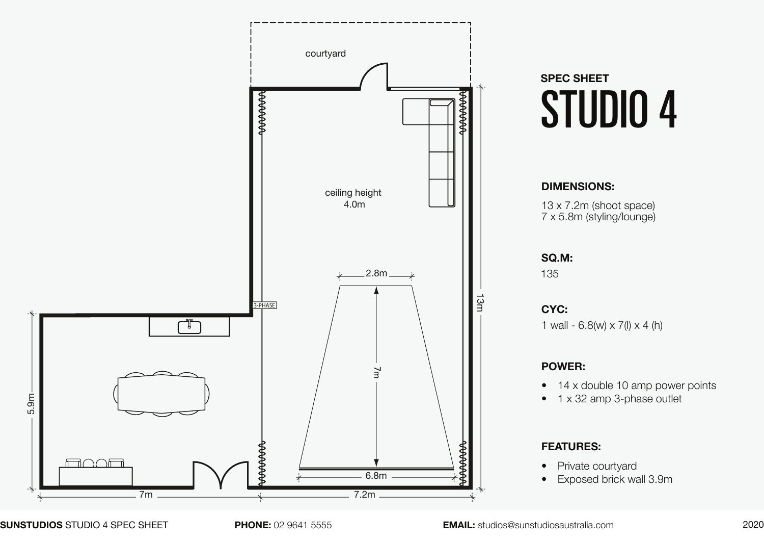courtyard

ceiling height
4.0m

3-PHASE

2.8m

7m

6.8m

13m

5.9m

7m

7.2m

**SPEC SHEET**

# STUDIO 4

**DIMENSIONS:**

13 x 7.2m (shoot space)
7 x 5.8m (styling/lounge)

**SQ.M:**

135

**CYC:**

1 wall - 6.8(w) x 7(l) x 4 (h)

**POWER:**

- 14 x double 10 amp power points
- 1 x 32 amp 3-phase outlet

**FEATURES:**

- Private courtyard
- Exposed brick wall 3.9m

**SUNSTUDIOS** STUDIO 4 SPEC SHEET **PHONE:** 02 9641 5555 **EMAIL:** studios@sunstudiosaustralia.com 2020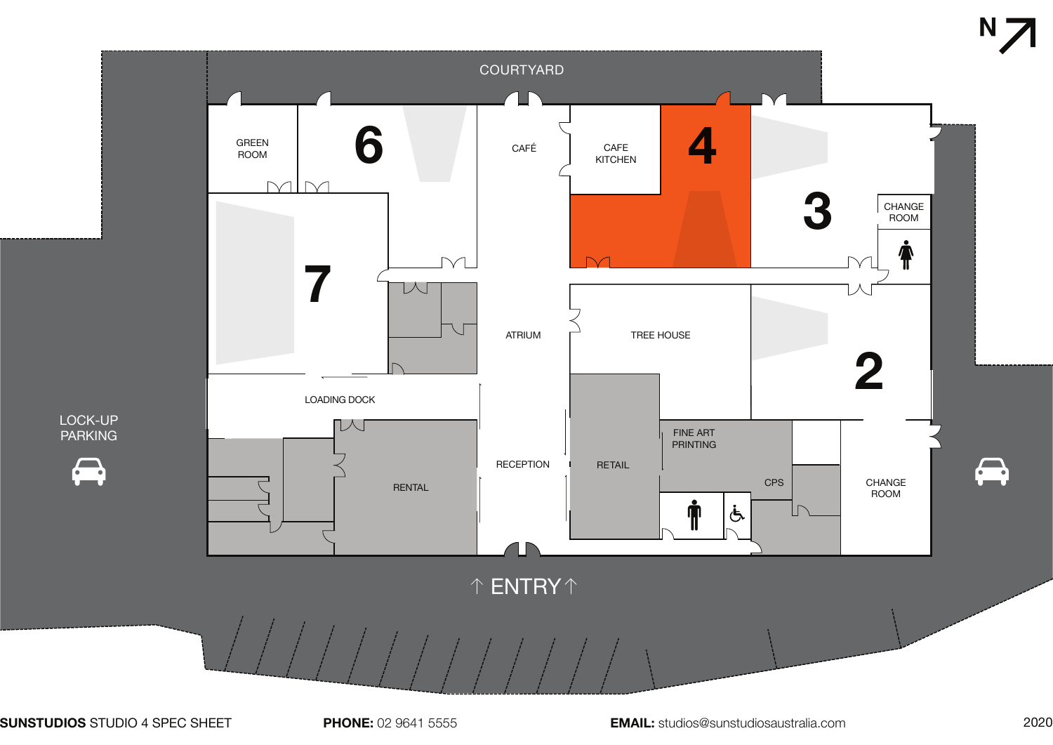N

COURTYARD

GREEN ROOM

6

CAFÉ

CAFE KITCHEN

4

3

CHANGE ROOM

7

ATRIUM

TREE HOUSE

2

LOADING DOCK

LOCK-UP PARKING

FINE ART PRINTING

RECEPTION

RETAIL

RENTAL

CPS

CHANGE ROOM

↑ ENTRY ↑

**SUNSTUDIOS** STUDIO 4 SPEC SHEET **PHONE:** 02 9641 5555 **EMAIL:** studios@sunstudiosaustralia.com 2020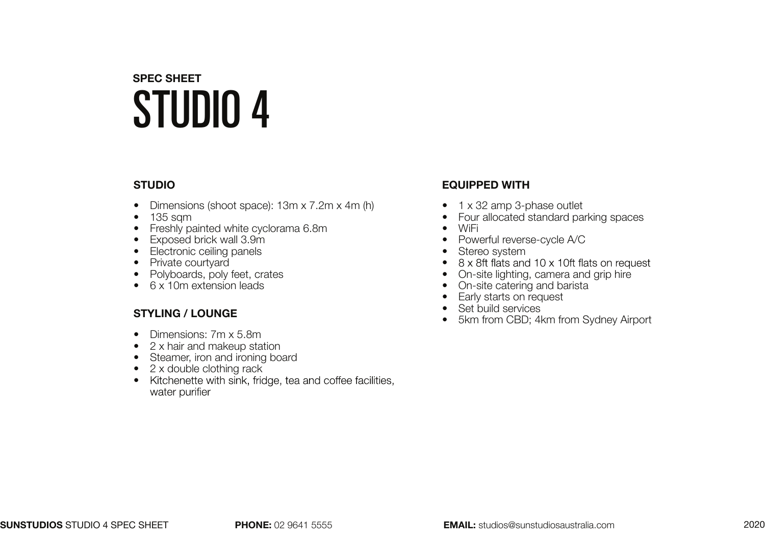**SPEC SHEET**

# STUDIO 4

## STUDIO

- Dimensions (shoot space): 13m x 7.2m x 4m (h)
- 135 sqm
- Freshly painted white cyclorama 6.8m
- Exposed brick wall 3.9m
- Electronic ceiling panels
- Private courtyard
- Polyboards, poly feet, crates
- 6 x 10m extension leads

## STYLING / LOUNGE

- Dimensions: 7m x 5.8m
- 2 x hair and makeup station
- Steamer, iron and ironing board
- 2 x double clothing rack
- Kitchenette with sink, fridge, tea and coffee facilities, water purifier

## EQUIPPED WITH

- 1 x 32 amp 3-phase outlet
- Four allocated standard parking spaces
- WiFi
- Powerful reverse-cycle A/C
- Stereo system
- 8 x 8ft flats and 10 x 10ft flats on request
- On-site lighting, camera and grip hire
- On-site catering and barista
- Early starts on request
- Set build services
- 5km from CBD; 4km from Sydney Airport

**PHONE:** 02 9641 5555

**EMAIL:** studios@sunstudiosaustralia.com